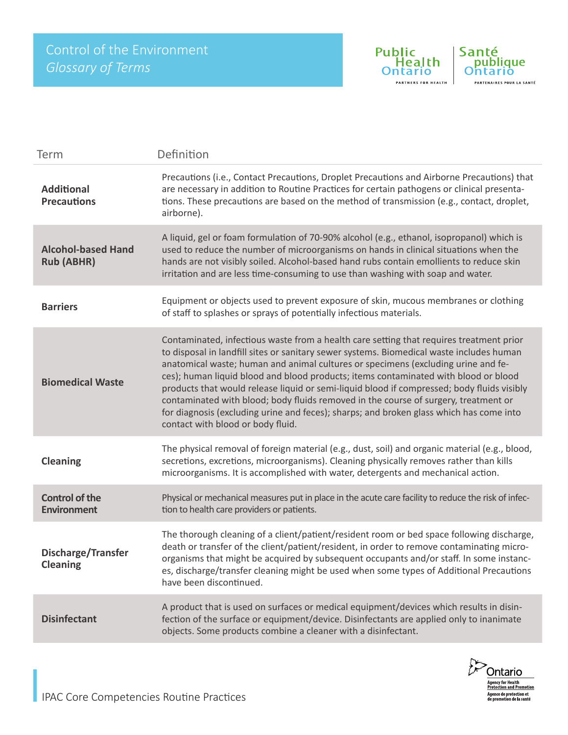# Control of the Environment

## *Glossary of Terms*

| Term | Definition |
|---|---|
| **Additional Precautions** | Precautions (i.e., Contact Precautions, Droplet Precautions and Airborne Precautions) that are necessary in addition to Routine Practices for certain pathogens or clinical presentations. These precautions are based on the method of transmission (e.g., contact, droplet, airborne). |
| **Alcohol-based Hand Rub (ABHR)** | A liquid, gel or foam formulation of 70-90% alcohol (e.g., ethanol, isopropanol) which is used to reduce the number of microorganisms on hands in clinical situations when the hands are not visibly soiled. Alcohol-based hand rubs contain emollients to reduce skin irritation and are less time-consuming to use than washing with soap and water. |
| **Barriers** | Equipment or objects used to prevent exposure of skin, mucous membranes or clothing of staff to splashes or sprays of potentially infectious materials. |
| **Biomedical Waste** | Contaminated, infectious waste from a health care setting that requires treatment prior to disposal in landfill sites or sanitary sewer systems. Biomedical waste includes human anatomical waste; human and animal cultures or specimens (excluding urine and feces); human liquid blood and blood products; items contaminated with blood or blood products that would release liquid or semi-liquid blood if compressed; body fluids visibly contaminated with blood; body fluids removed in the course of surgery, treatment or for diagnosis (excluding urine and feces); sharps; and broken glass which has come into contact with blood or body fluid. |
| **Cleaning** | The physical removal of foreign material (e.g., dust, soil) and organic material (e.g., blood, secretions, excretions, microorganisms). Cleaning physically removes rather than kills microorganisms. It is accomplished with water, detergents and mechanical action. |
| **Control of the Environment** | Physical or mechanical measures put in place in the acute care facility to reduce the risk of infection to health care providers or patients. |
| **Discharge/Transfer Cleaning** | The thorough cleaning of a client/patient/resident room or bed space following discharge, death or transfer of the client/patient/resident, in order to remove contaminating microorganisms that might be acquired by subsequent occupants and/or staff. In some instances, discharge/transfer cleaning might be used when some types of Additional Precautions have been discontinued. |
| **Disinfectant** | A product that is used on surfaces or medical equipment/devices which results in disinfection of the surface or equipment/device. Disinfectants are applied only to inanimate objects. Some products combine a cleaner with a disinfectant. |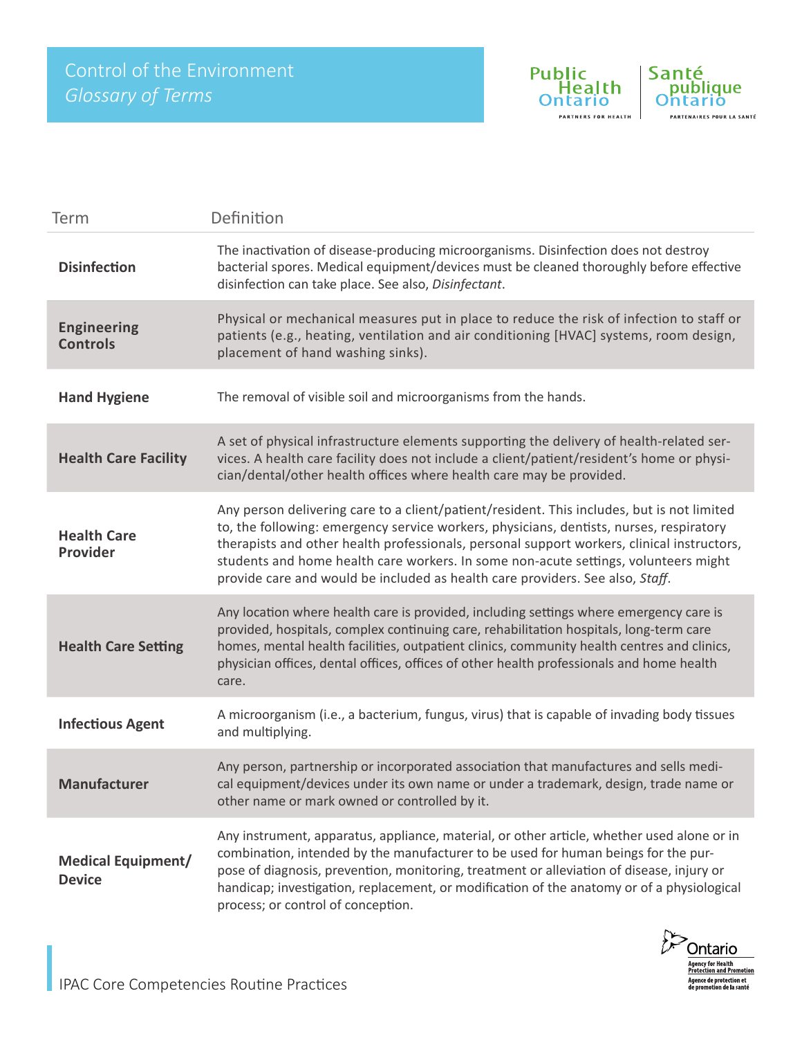# Control of the Environment
## *Glossary of Terms*

| Term | Definition |
|---|---|
| **Disinfection** | The inactivation of disease-producing microorganisms. Disinfection does not destroy bacterial spores. Medical equipment/devices must be cleaned thoroughly before effective disinfection can take place. See also, *Disinfectant*. |
| **Engineering Controls** | Physical or mechanical measures put in place to reduce the risk of infection to staff or patients (e.g., heating, ventilation and air conditioning [HVAC] systems, room design, placement of hand washing sinks). |
| **Hand Hygiene** | The removal of visible soil and microorganisms from the hands. |
| **Health Care Facility** | A set of physical infrastructure elements supporting the delivery of health-related services. A health care facility does not include a client/patient/resident's home or physician/dental/other health offices where health care may be provided. |
| **Health Care Provider** | Any person delivering care to a client/patient/resident. This includes, but is not limited to, the following: emergency service workers, physicians, dentists, nurses, respiratory therapists and other health professionals, personal support workers, clinical instructors, students and home health care workers. In some non-acute settings, volunteers might provide care and would be included as health care providers. See also, *Staff*. |
| **Health Care Setting** | Any location where health care is provided, including settings where emergency care is provided, hospitals, complex continuing care, rehabilitation hospitals, long-term care homes, mental health facilities, outpatient clinics, community health centres and clinics, physician offices, dental offices, offices of other health professionals and home health care. |
| **Infectious Agent** | A microorganism (i.e., a bacterium, fungus, virus) that is capable of invading body tissues and multiplying. |
| **Manufacturer** | Any person, partnership or incorporated association that manufactures and sells medical equipment/devices under its own name or under a trademark, design, trade name or other name or mark owned or controlled by it. |
| **Medical Equipment/ Device** | Any instrument, apparatus, appliance, material, or other article, whether used alone or in combination, intended by the manufacturer to be used for human beings for the purpose of diagnosis, prevention, monitoring, treatment or alleviation of disease, injury or handicap; investigation, replacement, or modification of the anatomy or of a physiological process; or control of conception. |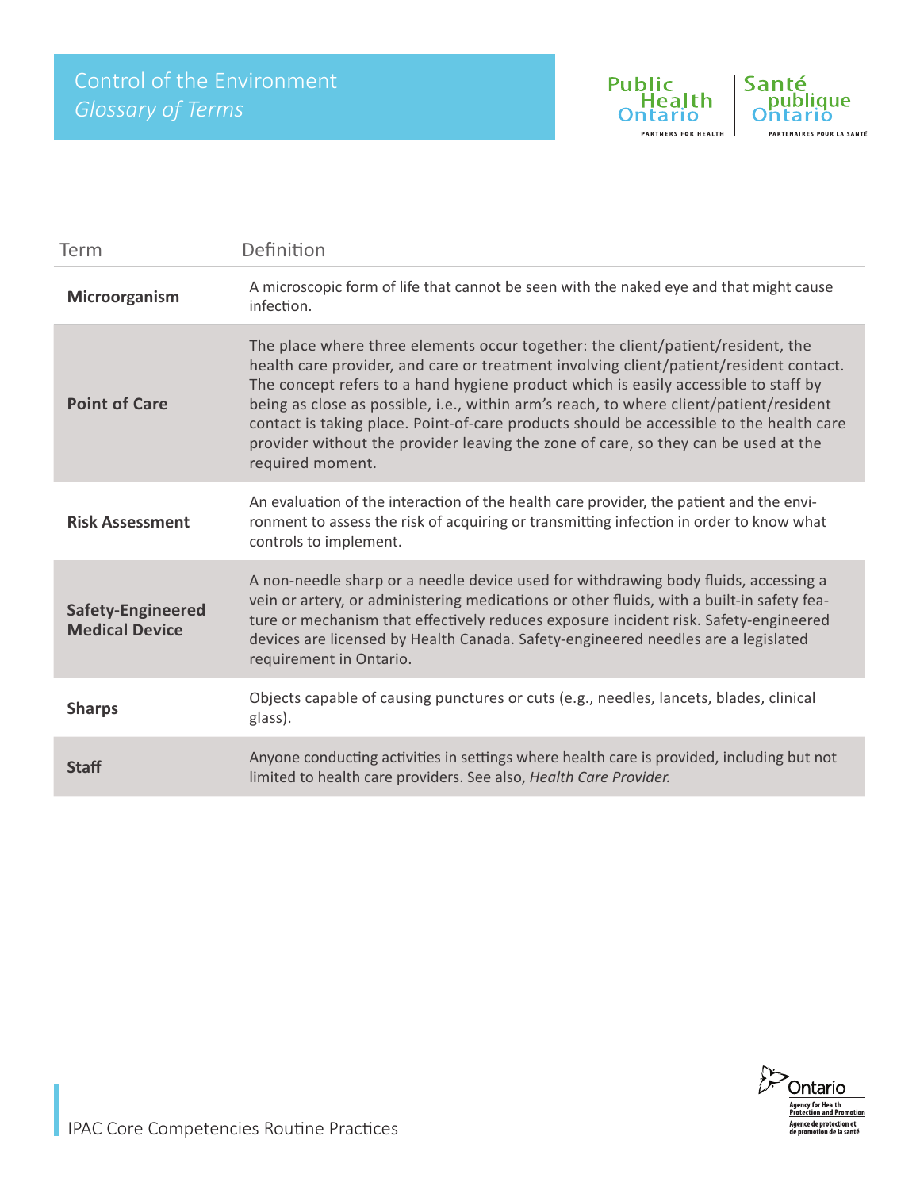| Term | Definition |
|---|---|
| **Microorganism** | A microscopic form of life that cannot be seen with the naked eye and that might cause infection. |
| **Point of Care** | The place where three elements occur together: the client/patient/resident, the health care provider, and care or treatment involving client/patient/resident contact. The concept refers to a hand hygiene product which is easily accessible to staff by being as close as possible, i.e., within arm's reach, to where client/patient/resident contact is taking place. Point-of-care products should be accessible to the health care provider without the provider leaving the zone of care, so they can be used at the required moment. |
| **Risk Assessment** | An evaluation of the interaction of the health care provider, the patient and the environment to assess the risk of acquiring or transmitting infection in order to know what controls to implement. |
| **Safety-Engineered Medical Device** | A non-needle sharp or a needle device used for withdrawing body fluids, accessing a vein or artery, or administering medications or other fluids, with a built-in safety feature or mechanism that effectively reduces exposure incident risk. Safety-engineered devices are licensed by Health Canada. Safety-engineered needles are a legislated requirement in Ontario. |
| **Sharps** | Objects capable of causing punctures or cuts (e.g., needles, lancets, blades, clinical glass). |
| **Staff** | Anyone conducting activities in settings where health care is provided, including but not limited to health care providers. See also, *Health Care Provider.* |